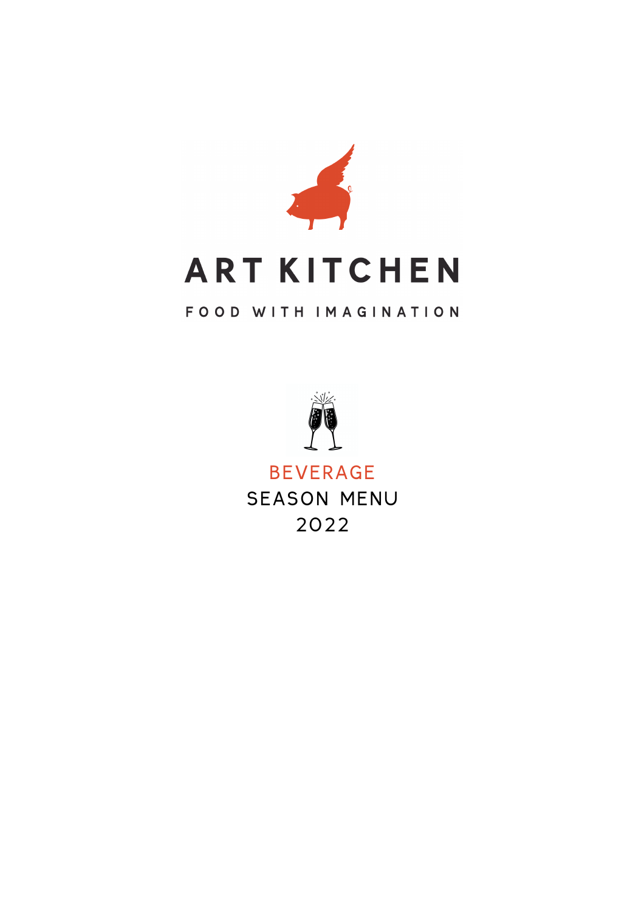# ART KITCHEN

FOOD WITH IMAGINATION

## BEVERAGE

SEASON MENU

2022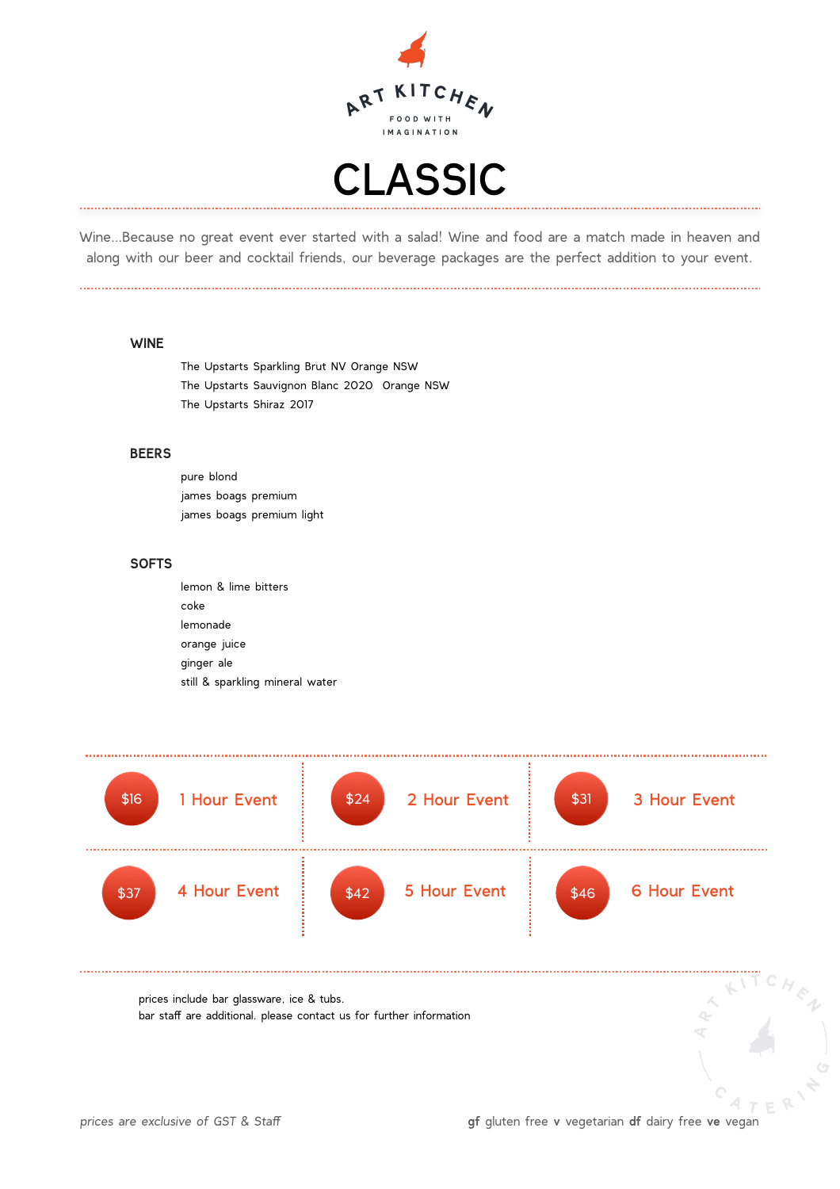# CLASSIC

Wine...Because no great event ever started with a salad! Wine and food are a match made in heaven and along with our beer and cocktail friends, our beverage packages are the perfect addition to your event.

## WINE

- The Upstarts Sparkling Brut NV Orange NSW
- The Upstarts Sauvignon Blanc 2020 Orange NSW
- The Upstarts Shiraz 2017

## BEERS

- pure blond
- james boags premium
- james boags premium light

## SOFTS

- lemon & lime bitters
- coke
- lemonade
- orange juice
- ginger ale
- still & sparkling mineral water

| Price | Duration |
|---|---|
| $16 | 1 Hour Event |
| $24 | 2 Hour Event |
| $31 | 3 Hour Event |
| $37 | 4 Hour Event |
| $42 | 5 Hour Event |
| $46 | 6 Hour Event |

prices include bar glassware, ice & tubs.
bar staff are additional. please contact us for further information

*prices are exclusive of GST & Staff*

**gf** gluten free **v** vegetarian **df** dairy free **ve** vegan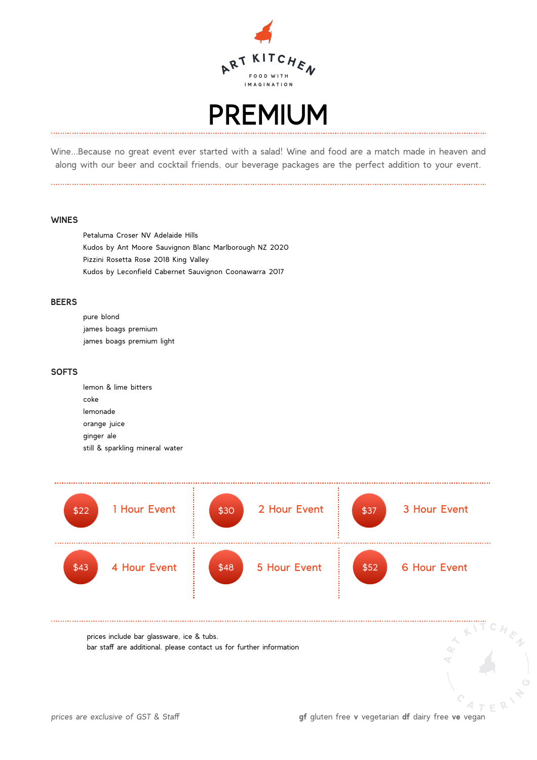ART KITCHEN

FOOD WITH IMAGINATION

# PREMIUM

Wine...Because no great event ever started with a salad! Wine and food are a match made in heaven and along with our beer and cocktail friends, our beverage packages are the perfect addition to your event.

## WINES

Petaluma Croser NV Adelaide Hills
Kudos by Ant Moore Sauvignon Blanc Marlborough NZ 2020
Pizzini Rosetta Rose 2018 King Valley
Kudos by Leconfield Cabernet Sauvignon Coonawarra 2017

## BEERS

pure blond
james boags premium
james boags premium light

## SOFTS

lemon & lime bitters
coke
lemonade
orange juice
ginger ale
still & sparkling mineral water

| Price | Duration |
|---|---|
| $22 | 1 Hour Event |
| $30 | 2 Hour Event |
| $37 | 3 Hour Event |
| $43 | 4 Hour Event |
| $48 | 5 Hour Event |
| $52 | 6 Hour Event |

prices include bar glassware, ice & tubs.
bar staff are additional. please contact us for further information

*prices are exclusive of GST & Staff*

**gf** gluten free **v** vegetarian **df** dairy free **ve** vegan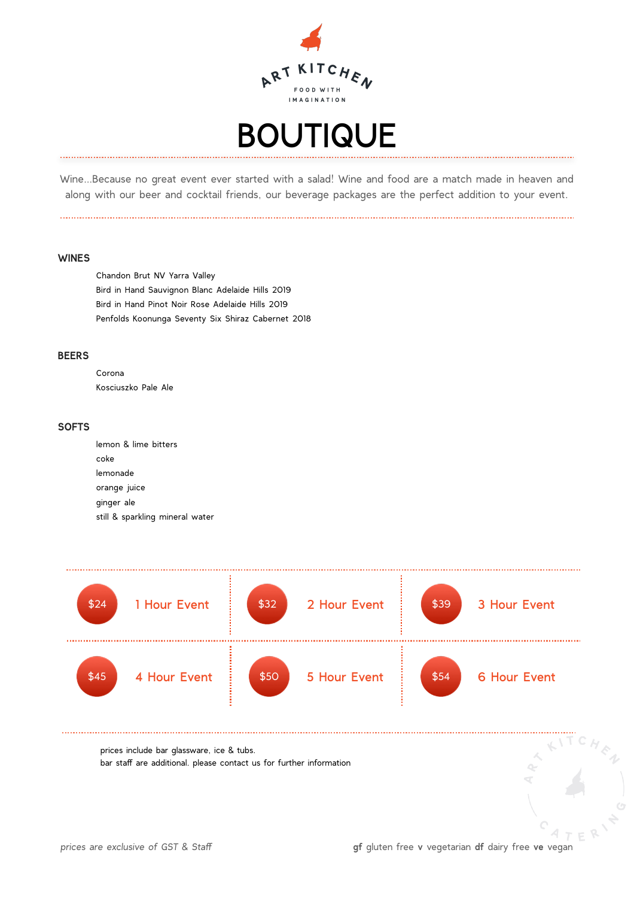ART KITCHEN

FOOD WITH IMAGINATION

# BOUTIQUE

Wine...Because no great event ever started with a salad! Wine and food are a match made in heaven and along with our beer and cocktail friends, our beverage packages are the perfect addition to your event.

## WINES

Chandon Brut NV Yarra Valley
Bird in Hand Sauvignon Blanc Adelaide Hills 2019
Bird in Hand Pinot Noir Rose Adelaide Hills 2019
Penfolds Koonunga Seventy Six Shiraz Cabernet 2018

## BEERS

Corona
Kosciuszko Pale Ale

## SOFTS

lemon & lime bitters
coke
lemonade
orange juice
ginger ale
still & sparkling mineral water

| Price | Event | Price | Event | Price | Event |
|---|---|---|---|---|---|
| $24 | 1 Hour Event | $32 | 2 Hour Event | $39 | 3 Hour Event |
| $45 | 4 Hour Event | $50 | 5 Hour Event | $54 | 6 Hour Event |

prices include bar glassware, ice & tubs.
bar staff are additional. please contact us for further information

*prices are exclusive of GST & Staff*

**gf** gluten free **v** vegetarian **df** dairy free **ve** vegan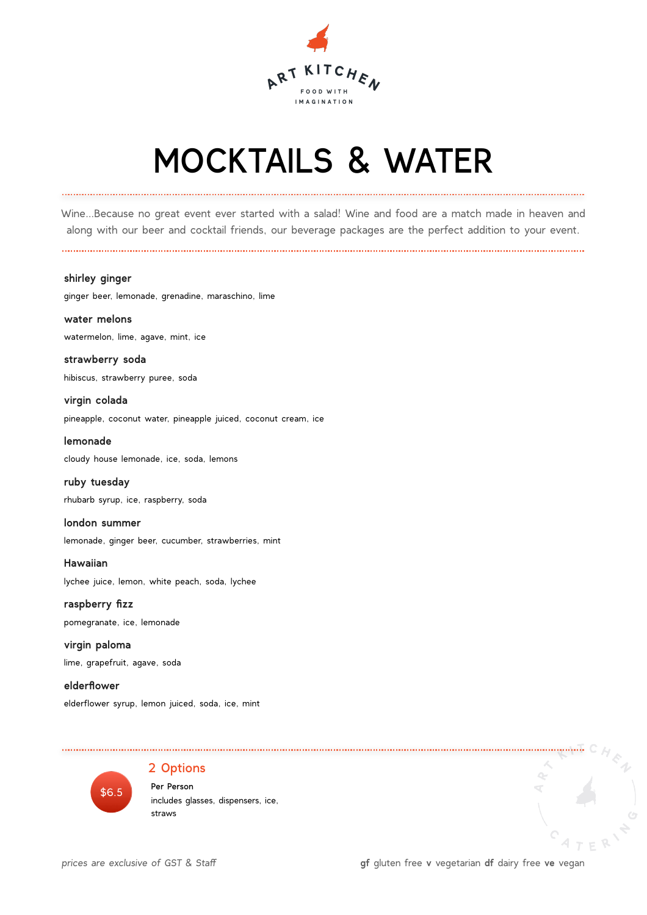ART KITCHEN

FOOD WITH IMAGINATION

# MOCKTAILS & WATER

Wine...Because no great event ever started with a salad! Wine and food are a match made in heaven and along with our beer and cocktail friends, our beverage packages are the perfect addition to your event.

**shirley ginger**

ginger beer, lemonade, grenadine, maraschino, lime

**water melons**

watermelon, lime, agave, mint, ice

**strawberry soda**

hibiscus, strawberry puree, soda

**virgin colada**

pineapple, coconut water, pineapple juiced, coconut cream, ice

**lemonade**

cloudy house lemonade, ice, soda, lemons

**ruby tuesday**

rhubarb syrup, ice, raspberry, soda

**london summer**

lemonade, ginger beer, cucumber, strawberries, mint

**Hawaiian**

lychee juice, lemon, white peach, soda, lychee

**raspberry fizz**

pomegranate, ice, lemonade

**virgin paloma**

lime, grapefruit, agave, soda

**elderflower**

elderflower syrup, lemon juiced, soda, ice, mint

$6.5

## 2 Options

**Per Person**

includes glasses, dispensers, ice, straws

ART KITCHEN CATERING

*prices are exclusive of GST & Staff*

**gf** gluten free **v** vegetarian **df** dairy free **ve** vegan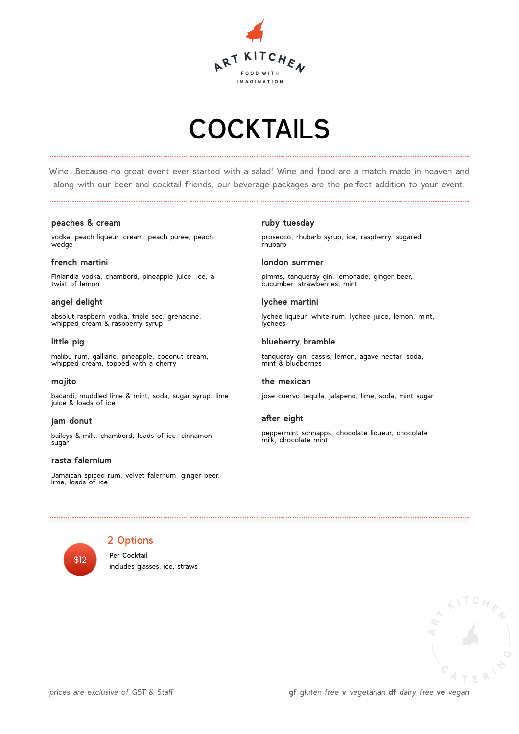ART KITCHEN

FOOD WITH IMAGINATION

# COCKTAILS

Wine...Because no great event ever started with a salad! Wine and food are a match made in heaven and along with our beer and cocktail friends, our beverage packages are the perfect addition to your event.

### peaches & cream

vodka, peach liqueur, cream, peach puree, peach wedge

### french martini

Finlandia vodka, chambord, pineapple juice, ice, a twist of lemon

### angel delight

absolut raspberri vodka, triple sec, grenadine, whipped cream & raspberry syrup

### little pig

malibu rum, galliano, pineapple, coconut cream, whipped cream, topped with a cherry

### mojito

bacardi, muddled lime & mint, soda, sugar syrup, lime juice & loads of ice

### jam donut

baileys & milk, chambord, loads of ice, cinnamon sugar

### rasta falernium

Jamaican spiced rum, velvet falernum, ginger beer, lime, loads of ice

### ruby tuesday

prosecco, rhubarb syrup, ice, raspberry, sugared rhubarb

### london summer

pimms, tanqueray gin, lemonade, ginger beer, cucumber, strawberries, mint

### lychee martini

lychee liqueur, white rum, lychee juice, lemon, mint, lychees

### blueberry bramble

tanqueray gin, cassis, lemon, agave nectar, soda, mint & blueberries

### the mexican

jose cuervo tequila, jalapeno, lime, soda, mint sugar

### after eight

peppermint schnapps, chocolate liqueur, chocolate milk, chocolate mint

## 2 Options

$12

**Per Cocktail**

includes glasses, ice, straws

*prices are exclusive of GST & Staff*

**gf** *gluten free* **v** *vegetarian* **df** *dairy free* **ve** *vegan*